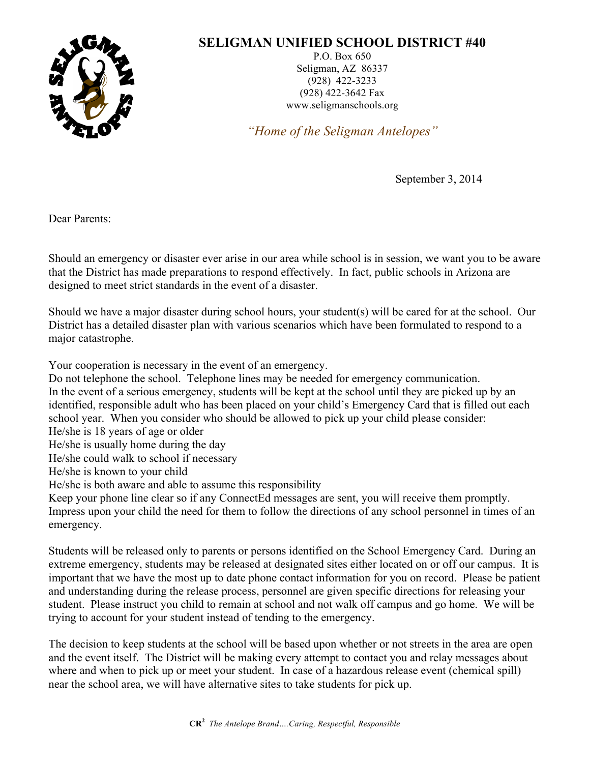# SELIGMAN UNIFIED SCHOOL DISTRICT #40

P.O. Box 650
Seligman, AZ 86337
(928) 422-3233
(928) 422-3642 Fax
www.seligmanschools.org

*"Home of the Seligman Antelopes"*

September 3, 2014

Dear Parents:

Should an emergency or disaster ever arise in our area while school is in session, we want you to be aware that the District has made preparations to respond effectively. In fact, public schools in Arizona are designed to meet strict standards in the event of a disaster.

Should we have a major disaster during school hours, your student(s) will be cared for at the school. Our District has a detailed disaster plan with various scenarios which have been formulated to respond to a major catastrophe.

Your cooperation is necessary in the event of an emergency.
Do not telephone the school. Telephone lines may be needed for emergency communication.
In the event of a serious emergency, students will be kept at the school until they are picked up by an identified, responsible adult who has been placed on your child's Emergency Card that is filled out each school year. When you consider who should be allowed to pick up your child please consider:
He/she is 18 years of age or older
He/she is usually home during the day
He/she could walk to school if necessary
He/she is known to your child
He/she is both aware and able to assume this responsibility
Keep your phone line clear so if any ConnectEd messages are sent, you will receive them promptly.
Impress upon your child the need for them to follow the directions of any school personnel in times of an emergency.

Students will be released only to parents or persons identified on the School Emergency Card. During an extreme emergency, students may be released at designated sites either located on or off our campus. It is important that we have the most up to date phone contact information for you on record. Please be patient and understanding during the release process, personnel are given specific directions for releasing your student. Please instruct you child to remain at school and not walk off campus and go home. We will be trying to account for your student instead of tending to the emergency.

The decision to keep students at the school will be based upon whether or not streets in the area are open and the event itself. The District will be making every attempt to contact you and relay messages about where and when to pick up or meet your student. In case of a hazardous release event (chemical spill) near the school area, we will have alternative sites to take students for pick up.

**CR$^2$** *The Antelope Brand….Caring, Respectful, Responsible*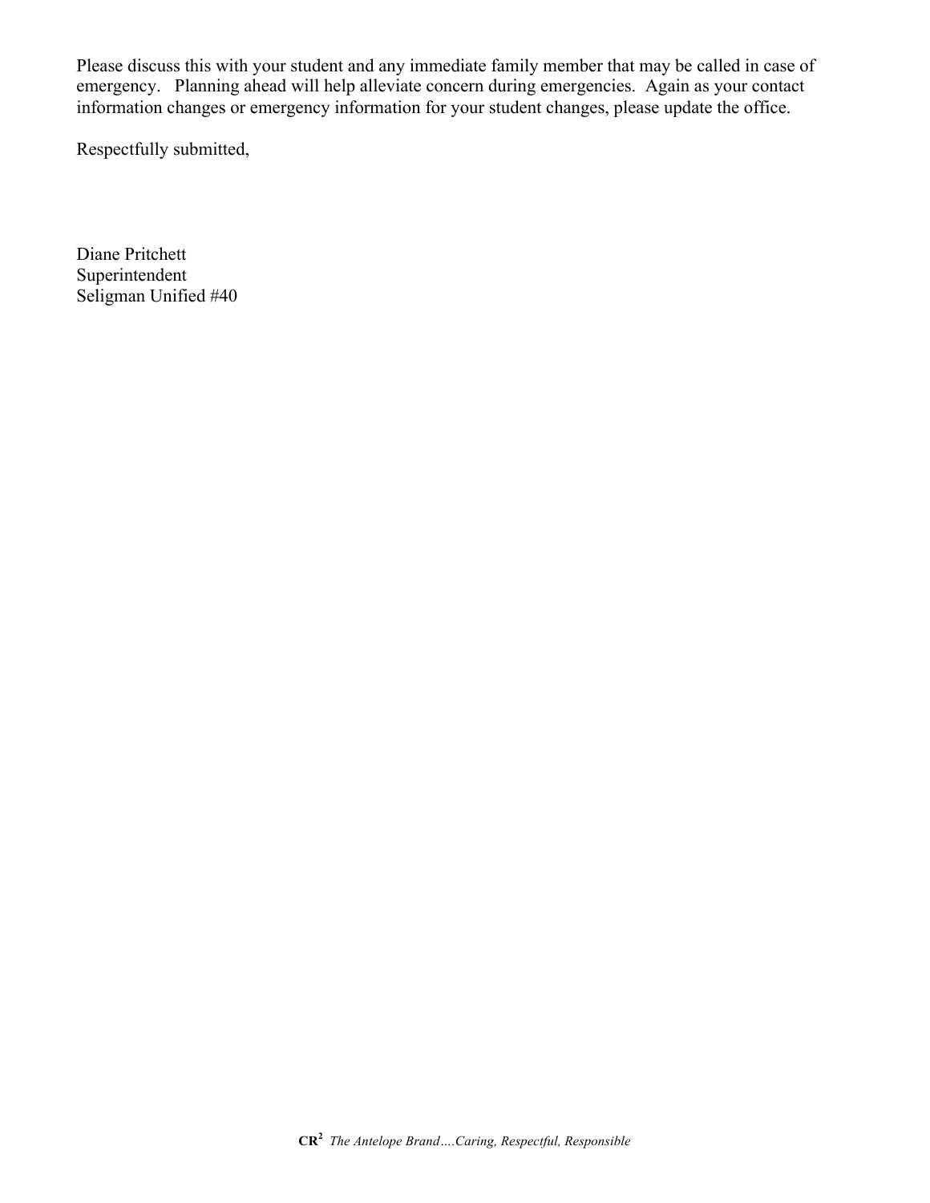Please discuss this with your student and any immediate family member that may be called in case of emergency. Planning ahead will help alleviate concern during emergencies. Again as your contact information changes or emergency information for your student changes, please update the office.

Respectfully submitted,

Diane Pritchett
Superintendent
Seligman Unified #40